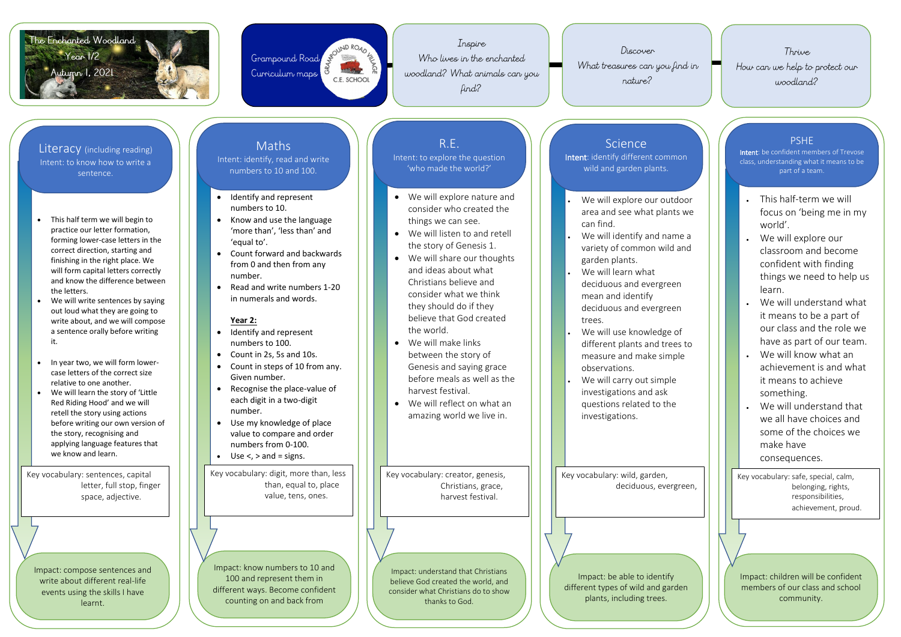# The Enchanted Woodland

Year 1/2

Autumn 1, 2021

Grampound Road Curriculum maps

GRAMPOUND ROAD VILLAGE C.E. SCHOOL

*Inspire*
*Who lives in the enchanted woodland? What animals can you find?*

*Discover*
*What treasures can you find in nature?*

*Thrive*
*How can we help to protect our woodland?*

## Literacy (including reading)

Intent: to know how to write a sentence.

- This half term we will begin to practice our letter formation, forming lower-case letters in the correct direction, starting and finishing in the right place. We will form capital letters correctly and know the difference between the letters.
- We will write sentences by saying out loud what they are going to write about, and we will compose a sentence orally before writing it.

- In year two, we will form lower-case letters of the correct size relative to one another.
- We will learn the story of 'Little Red Riding Hood' and we will retell the story using actions before writing our own version of the story, recognising and applying language features that we know and learn.

Key vocabulary: sentences, capital letter, full stop, finger space, adjective.

Impact: compose sentences and write about different real-life events using the skills I have learnt.

## Maths

Intent: identify, read and write numbers to 10 and 100.

- Identify and represent numbers to 10.
- Know and use the language 'more than', 'less than' and 'equal to'.
- Count forward and backwards from 0 and then from any number.
- Read and write numbers 1-20 in numerals and words.

**Year 2:**

- Identify and represent numbers to 100.
- Count in 2s, 5s and 10s.
- Count in steps of 10 from any. Given number.
- Recognise the place-value of each digit in a two-digit number.
- Use my knowledge of place value to compare and order numbers from 0-100.
- Use <, > and = signs.

Key vocabulary: digit, more than, less than, equal to, place value, tens, ones.

Impact: know numbers to 10 and 100 and represent them in different ways. Become confident counting on and back from

## R.E.

Intent: to explore the question 'who made the world?'

- We will explore nature and consider who created the things we can see.
- We will listen to and retell the story of Genesis 1.
- We will share our thoughts and ideas about what Christians believe and consider what we think they should do if they believe that God created the world.
- We will make links between the story of Genesis and saying grace before meals as well as the harvest festival.
- We will reflect on what an amazing world we live in.

Key vocabulary: creator, genesis, Christians, grace, harvest festival.

Impact: understand that Christians believe God created the world, and consider what Christians do to show thanks to God.

## Science

**Intent**: identify different common wild and garden plants.

- We will explore our outdoor area and see what plants we can find.
- We will identify and name a variety of common wild and garden plants.
- We will learn what deciduous and evergreen mean and identify deciduous and evergreen trees.
- We will use knowledge of different plants and trees to measure and make simple observations.
- We will carry out simple investigations and ask questions related to the investigations.

Key vocabulary: wild, garden, deciduous, evergreen,

Impact: be able to identify different types of wild and garden plants, including trees.

## PSHE

**Intent**: be confident members of Trevose class, understanding what it means to be part of a team.

- This half-term we will focus on 'being me in my world'.
- We will explore our classroom and become confident with finding things we need to help us learn.
- We will understand what it means to be a part of our class and the role we have as part of our team.
- We will know what an achievement is and what it means to achieve something.
- We will understand that we all have choices and some of the choices we make have consequences.

Key vocabulary: safe, special, calm, belonging, rights, responsibilities, achievement, proud.

Impact: children will be confident members of our class and school community.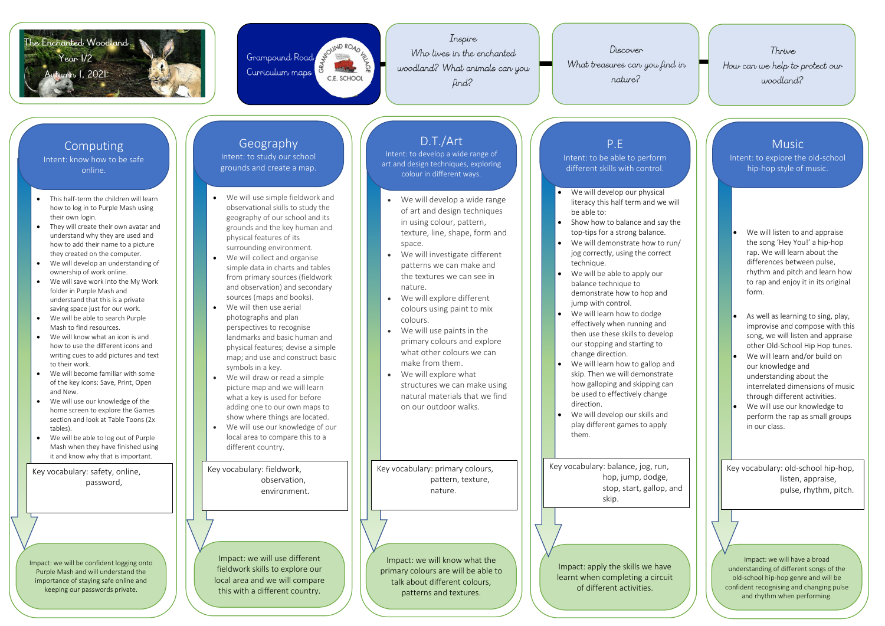The Enchanted Woodland
Year 1/2
Autumn 1, 2021

Grampound Road Curriculum maps

GRAMPOUND ROAD VILLAGE C.E. SCHOOL

**Inspire**
Who lives in the enchanted woodland? What animals can you find?

**Discover**
What treasures can you find in nature?

**Thrive**
How can we help to protect our woodland?

## Computing

Intent: know how to be safe online.

- This half-term the children will learn how to log in to Purple Mash using their own login.
- They will create their own avatar and understand why they are used and how to add their name to a picture they created on the computer.
- We will develop an understanding of ownership of work online.
- We will save work into the My Work folder in Purple Mash and understand that this is a private saving space just for our work.
- We will be able to search Purple Mash to find resources.
- We will know what an icon is and how to use the different icons and writing cues to add pictures and text to their work.
- We will become familiar with some of the key icons: Save, Print, Open and New.
- We will use our knowledge of the home screen to explore the Games section and look at Table Toons (2x tables).
- We will be able to log out of Purple Mash when they have finished using it and know why that is important.

Key vocabulary: safety, online, password,

Impact: we will be confident logging onto Purple Mash and will understand the importance of staying safe online and keeping our passwords private.

## Geography

Intent: to study our school grounds and create a map.

- We will use simple fieldwork and observational skills to study the geography of our school and its grounds and the key human and physical features of its surrounding environment.
- We will collect and organise simple data in charts and tables from primary sources (fieldwork and observation) and secondary sources (maps and books).
- We will then use aerial photographs and plan perspectives to recognise landmarks and basic human and physical features; devise a simple map; and use and construct basic symbols in a key.
- We will draw or read a simple picture map and we will learn what a key is used for before adding one to our own maps to show where things are located.
- We will use our knowledge of our local area to compare this to a different country.

Key vocabulary: fieldwork, observation, environment.

Impact: we will use different fieldwork skills to explore our local area and we will compare this with a different country.

## D.T./Art

Intent: to develop a wide range of art and design techniques, exploring colour in different ways.

- We will develop a wide range of art and design techniques in using colour, pattern, texture, line, shape, form and space.
- We will investigate different patterns we can make and the textures we can see in nature.
- We will explore different colours using paint to mix colours.
- We will use paints in the primary colours and explore what other colours we can make from them.
- We will explore what structures we can make using natural materials that we find on our outdoor walks.

Key vocabulary: primary colours, pattern, texture, nature.

Impact: we will know what the primary colours are will be able to talk about different colours, patterns and textures.

## P.E

Intent: to be able to perform different skills with control.

- We will develop our physical literacy this half term and we will be able to:
- Show how to balance and say the top-tips for a strong balance.
- We will demonstrate how to run/ jog correctly, using the correct technique.
- We will be able to apply our balance technique to demonstrate how to hop and jump with control.
- We will learn how to dodge effectively when running and then use these skills to develop our stopping and starting to change direction.
- We will learn how to gallop and skip. Then we will demonstrate how galloping and skipping can be used to effectively change direction.
- We will develop our skills and play different games to apply them.

Key vocabulary: balance, jog, run, hop, jump, dodge, stop, start, gallop, and skip.

Impact: apply the skills we have learnt when completing a circuit of different activities.

## Music

Intent: to explore the old-school hip-hop style of music.

- We will listen to and appraise the song 'Hey You!' a hip-hop rap. We will learn about the differences between pulse, rhythm and pitch and learn how to rap and enjoy it in its original form.
- As well as learning to sing, play, improvise and compose with this song, we will listen and appraise other Old-School Hip Hop tunes.
- We will learn and/or build on our knowledge and understanding about the interrelated dimensions of music through different activities.
- We will use our knowledge to perform the rap as small groups in our class.

Key vocabulary: old-school hip-hop, listen, appraise, pulse, rhythm, pitch.

Impact: we will have a broad understanding of different songs of the old-school hip-hop genre and will be confident recognising and changing pulse and rhythm when performing.